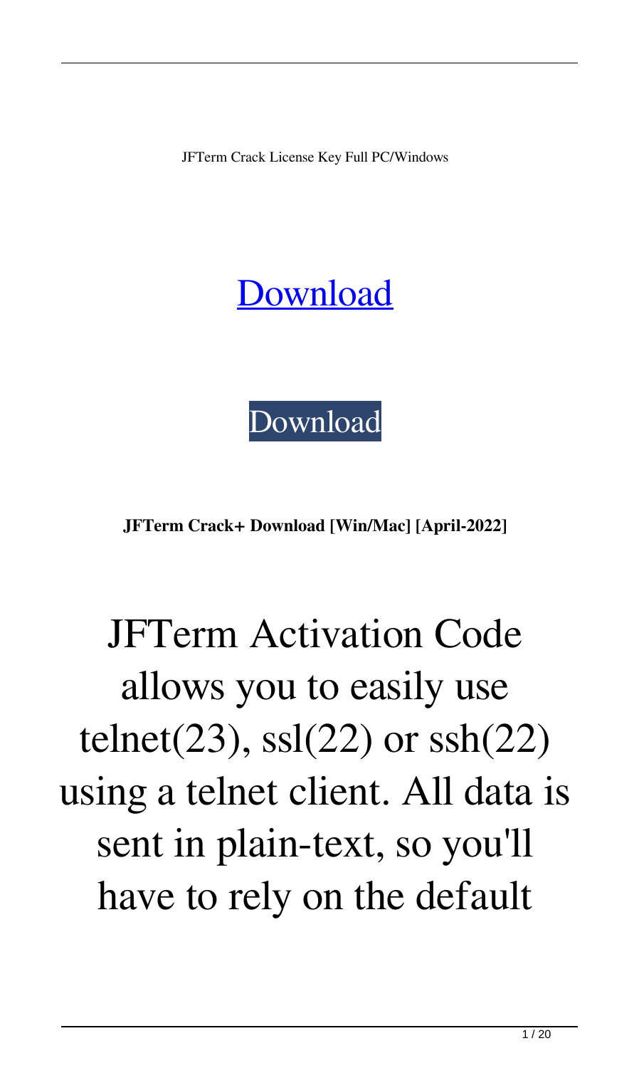JFTerm Crack License Key Full PC/Windows

[Download](#)

Download

**JFTerm Crack+ Download [Win/Mac] [April-2022]**

JFTerm Activation Code allows you to easily use telnet(23), ssl(22) or ssh(22) using a telnet client. All data is sent in plain-text, so you'll have to rely on the default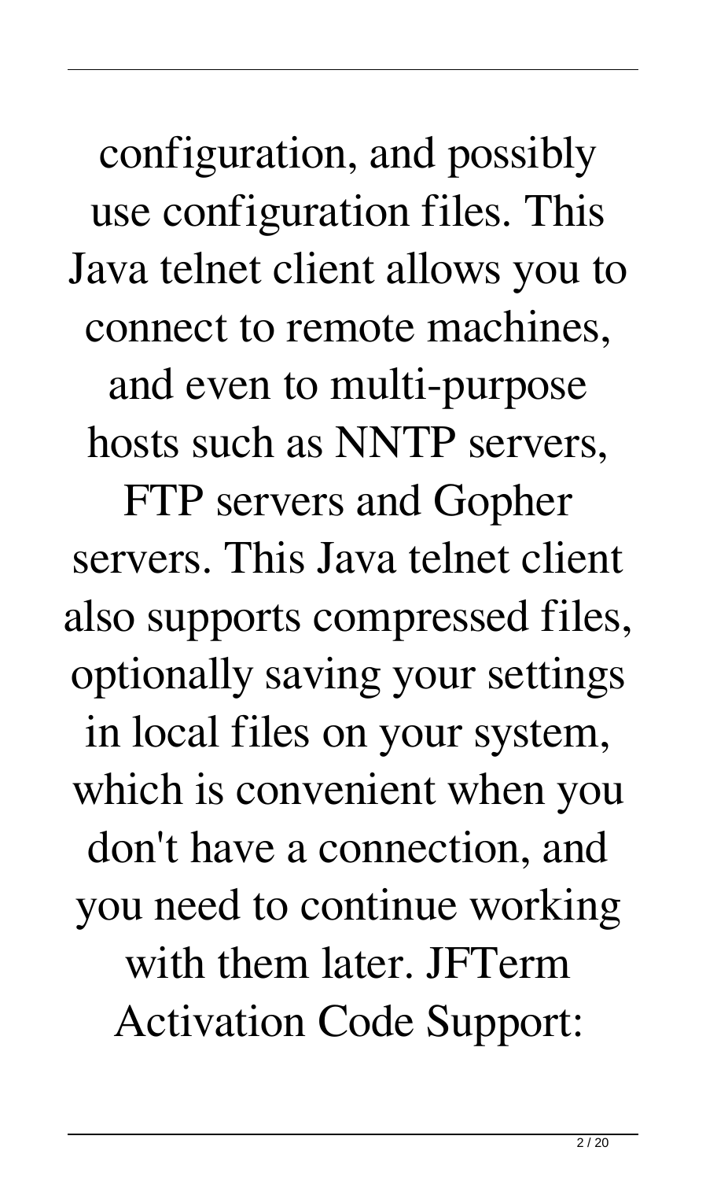configuration, and possibly use configuration files. This Java telnet client allows you to connect to remote machines, and even to multi-purpose hosts such as NNTP servers, FTP servers and Gopher servers. This Java telnet client also supports compressed files, optionally saving your settings in local files on your system, which is convenient when you don't have a connection, and you need to continue working with them later. JFTerm Activation Code Support: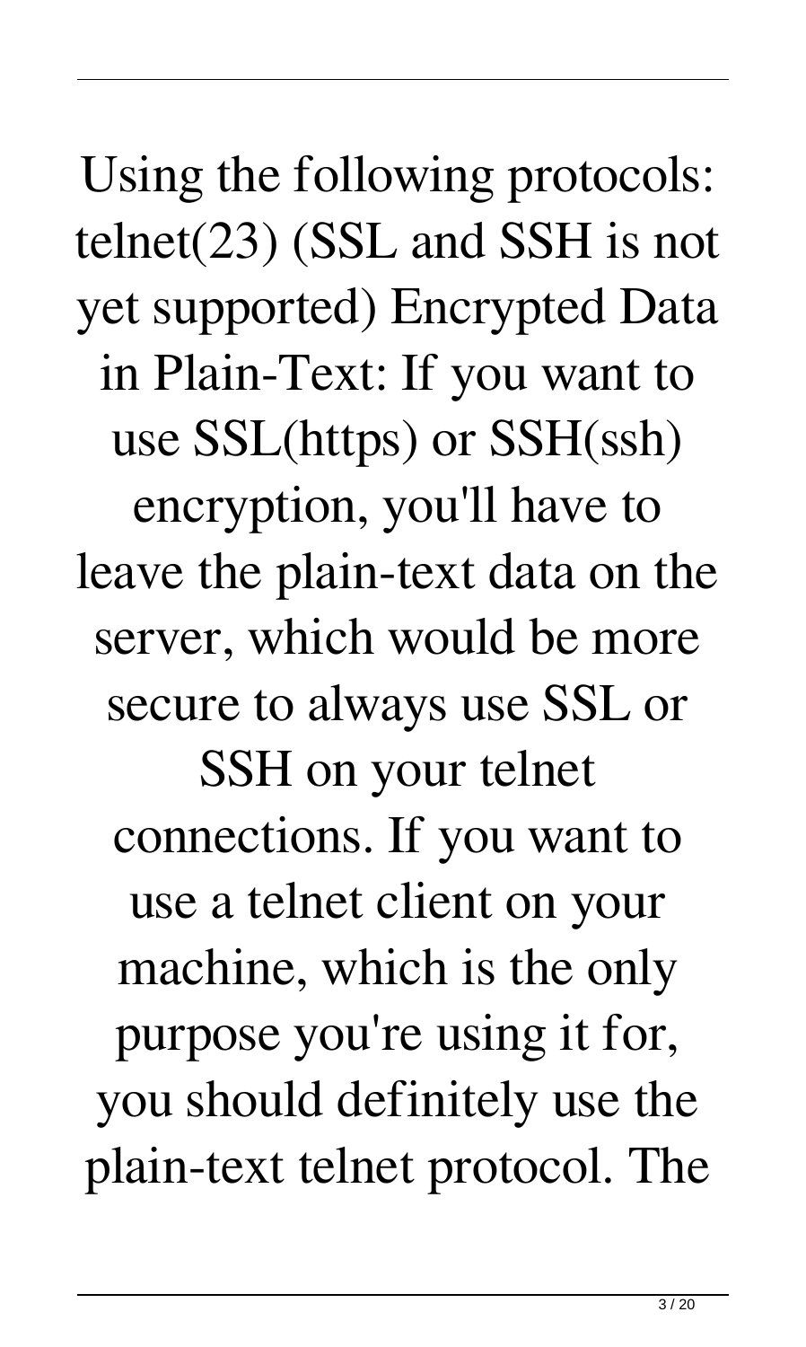Using the following protocols: telnet(23) (SSL and SSH is not yet supported) Encrypted Data in Plain-Text: If you want to use SSL(https) or SSH(ssh) encryption, you'll have to leave the plain-text data on the server, which would be more secure to always use SSL or SSH on your telnet connections. If you want to use a telnet client on your machine, which is the only purpose you're using it for, you should definitely use the plain-text telnet protocol. The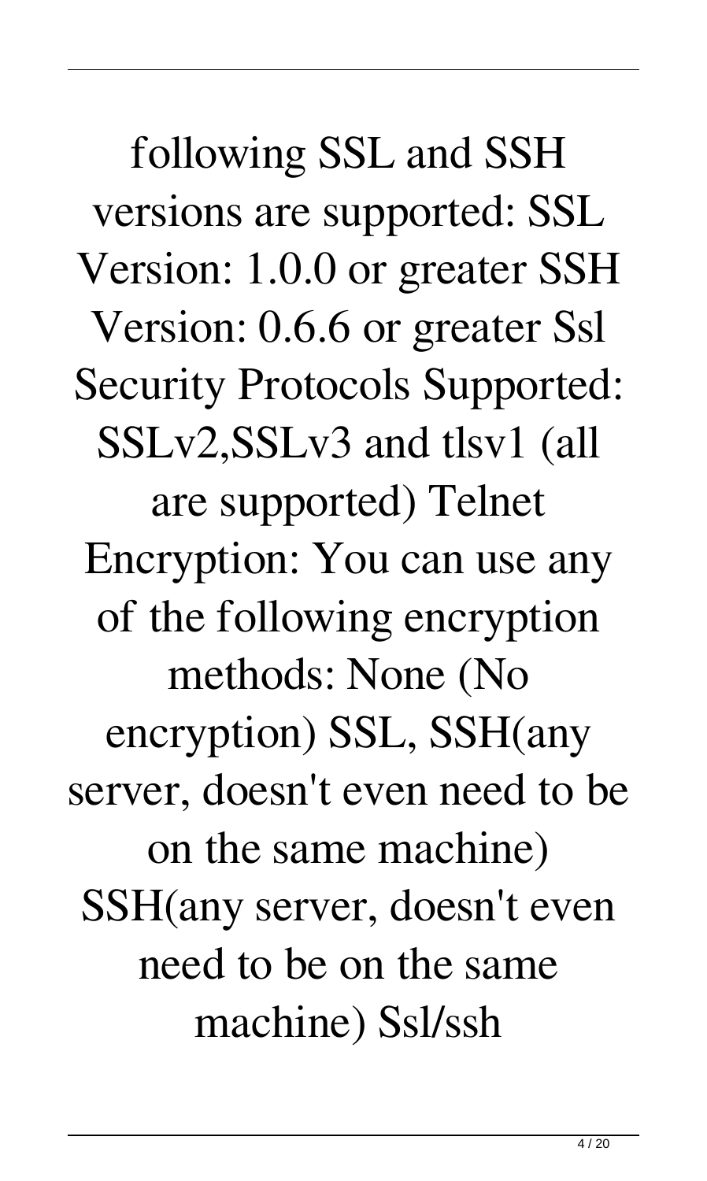following SSL and SSH versions are supported: SSL Version: 1.0.0 or greater SSH Version: 0.6.6 or greater Ssl Security Protocols Supported: SSLv2,SSLv3 and tlsv1 (all are supported) Telnet Encryption: You can use any of the following encryption methods: None (No encryption) SSL, SSH(any server, doesn't even need to be on the same machine) SSH(any server, doesn't even need to be on the same machine) Ssl/ssh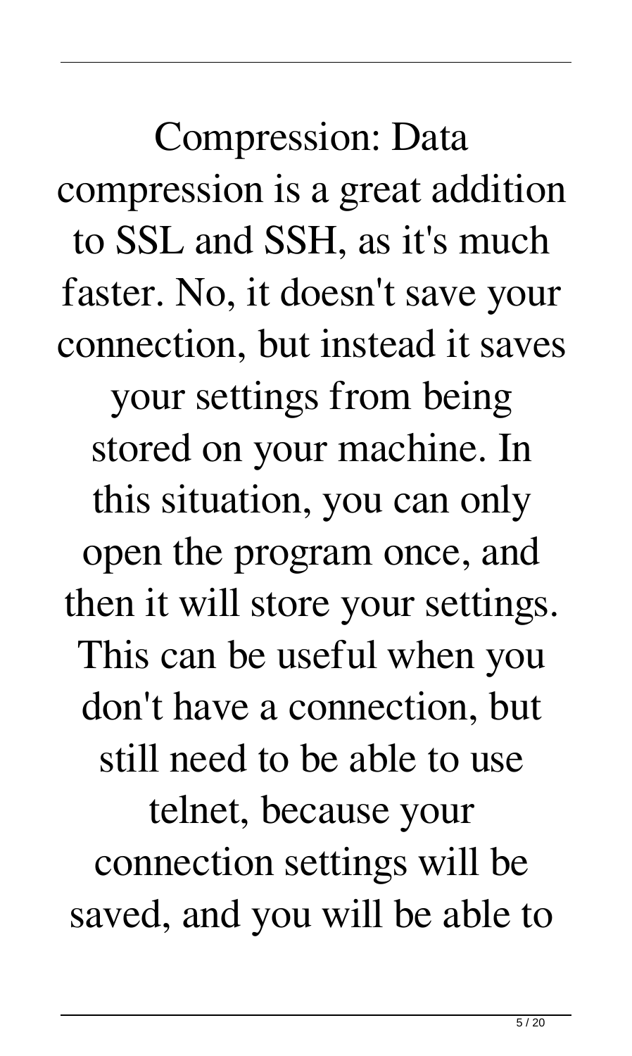Compression: Data compression is a great addition to SSL and SSH, as it's much faster. No, it doesn't save your connection, but instead it saves your settings from being stored on your machine. In this situation, you can only open the program once, and then it will store your settings. This can be useful when you don't have a connection, but still need to be able to use telnet, because your connection settings will be saved, and you will be able to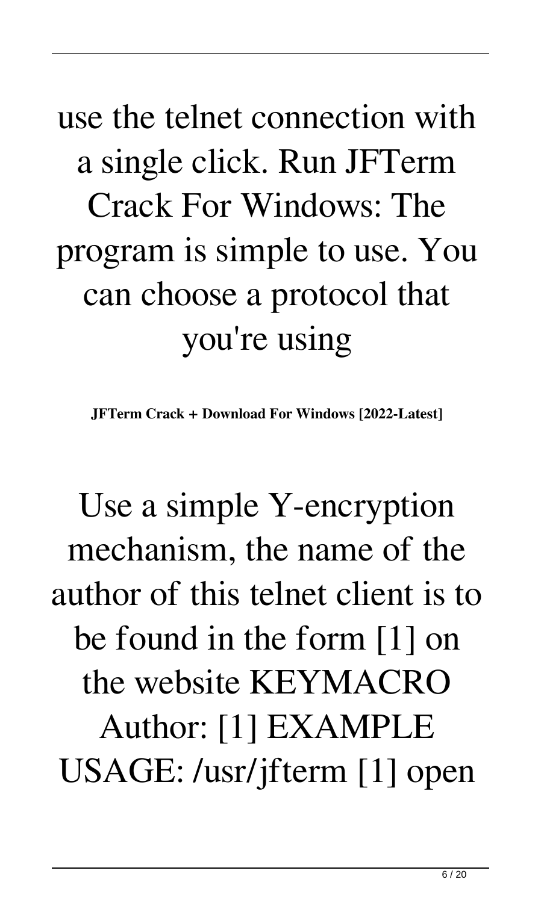use the telnet connection with a single click. Run JFTerm Crack For Windows: The program is simple to use. You can choose a protocol that you're using

**JFTerm Crack + Download For Windows [2022-Latest]**

Use a simple Y-encryption mechanism, the name of the author of this telnet client is to be found in the form [1] on the website KEYMACRO Author: [1] EXAMPLE USAGE: /usr/jfterm [1] open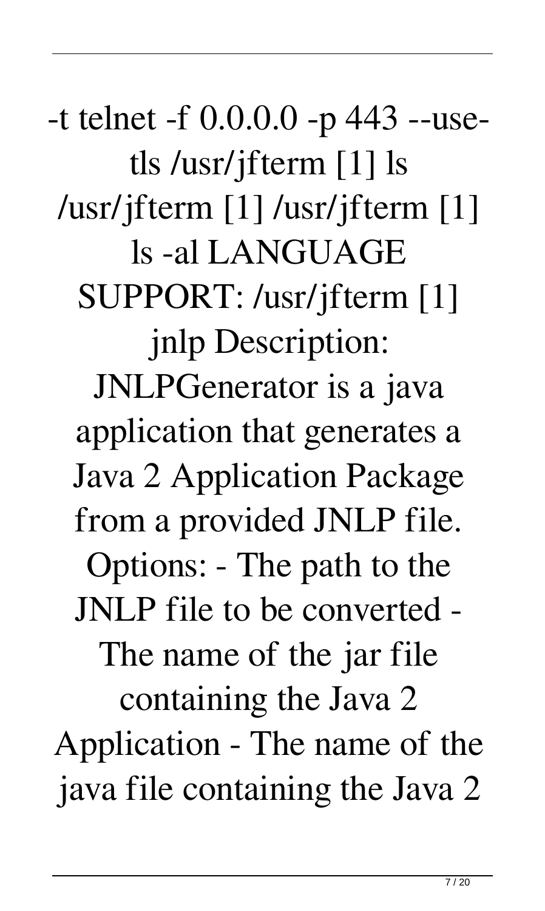-t telnet -f 0.0.0.0 -p 443 --use-tls /usr/jfterm [1] ls /usr/jfterm [1] /usr/jfterm [1] ls -al LANGUAGE SUPPORT: /usr/jfterm [1] jnlp Description: JNLPGenerator is a java application that generates a Java 2 Application Package from a provided JNLP file. Options: - The path to the JNLP file to be converted - The name of the jar file containing the Java 2 Application - The name of the java file containing the Java 2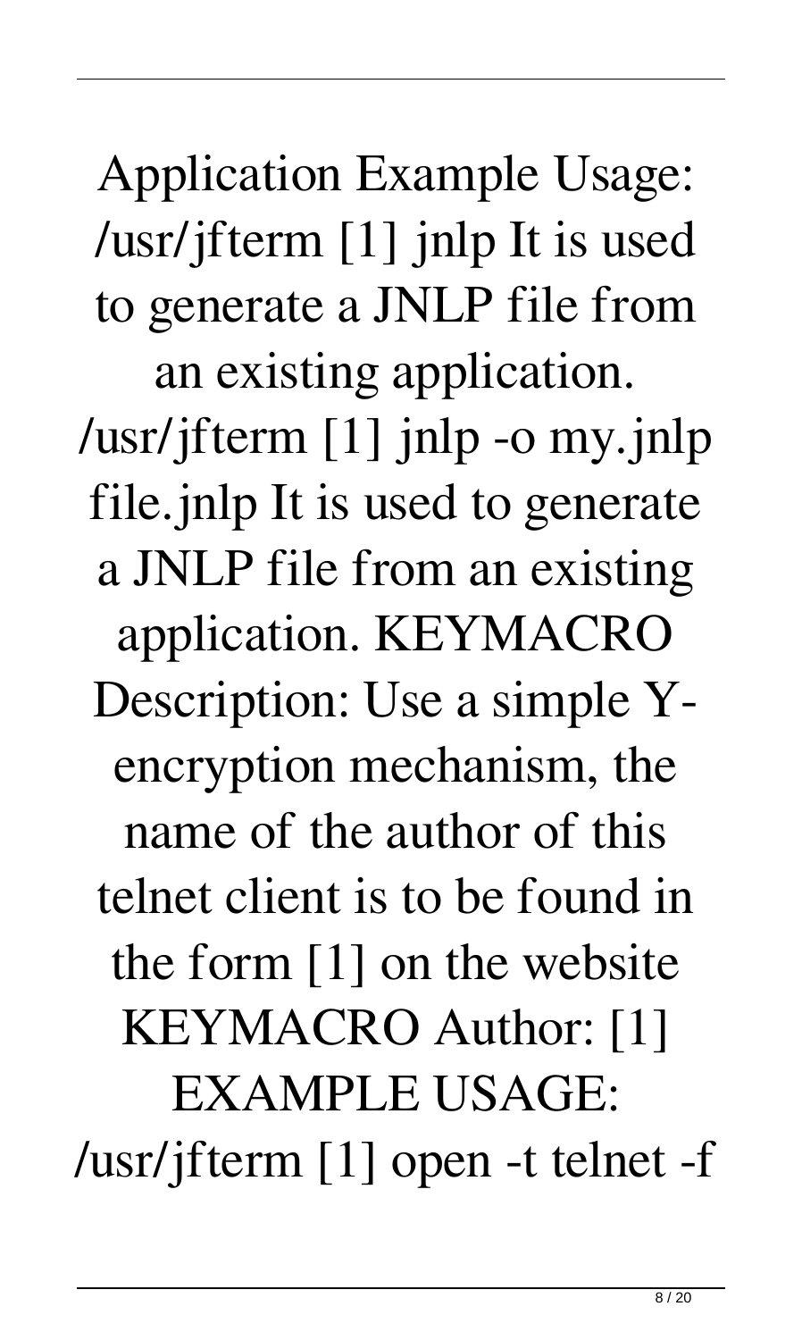Application Example Usage: /usr/jfterm [1] jnlp It is used to generate a JNLP file from an existing application. /usr/jfterm [1] jnlp -o my.jnlp file.jnlp It is used to generate a JNLP file from an existing application. KEYMACRO Description: Use a simple Y-encryption mechanism, the name of the author of this telnet client is to be found in the form [1] on the website KEYMACRO Author: [1] EXAMPLE USAGE: /usr/jfterm [1] open -t telnet -f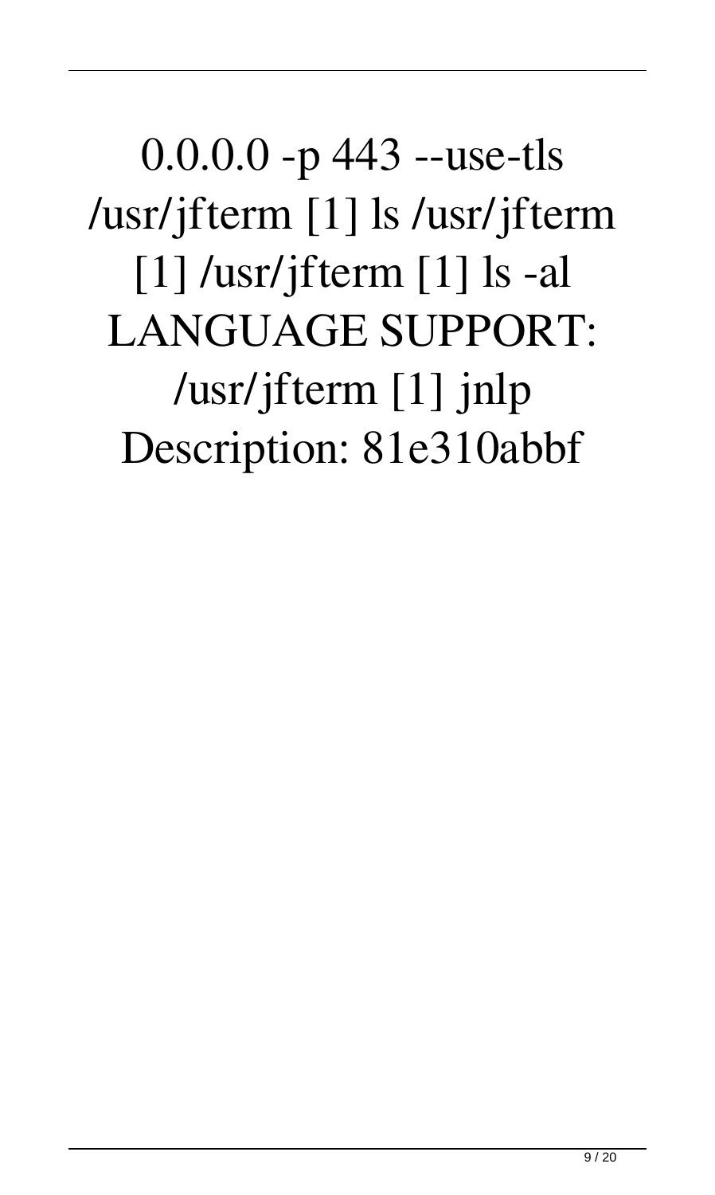0.0.0.0 -p 443 --use-tls /usr/jfterm [1] ls /usr/jfterm [1] /usr/jfterm [1] ls -al LANGUAGE SUPPORT: /usr/jfterm [1] jnlp Description: 81e310abbf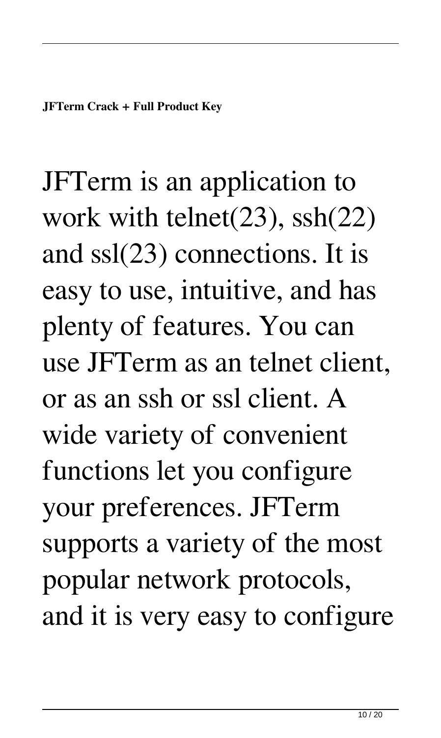**JFTerm Crack + Full Product Key**

JFTerm is an application to work with telnet(23), ssh(22) and ssl(23) connections. It is easy to use, intuitive, and has plenty of features. You can use JFTerm as an telnet client, or as an ssh or ssl client. A wide variety of convenient functions let you configure your preferences. JFTerm supports a variety of the most popular network protocols, and it is very easy to configure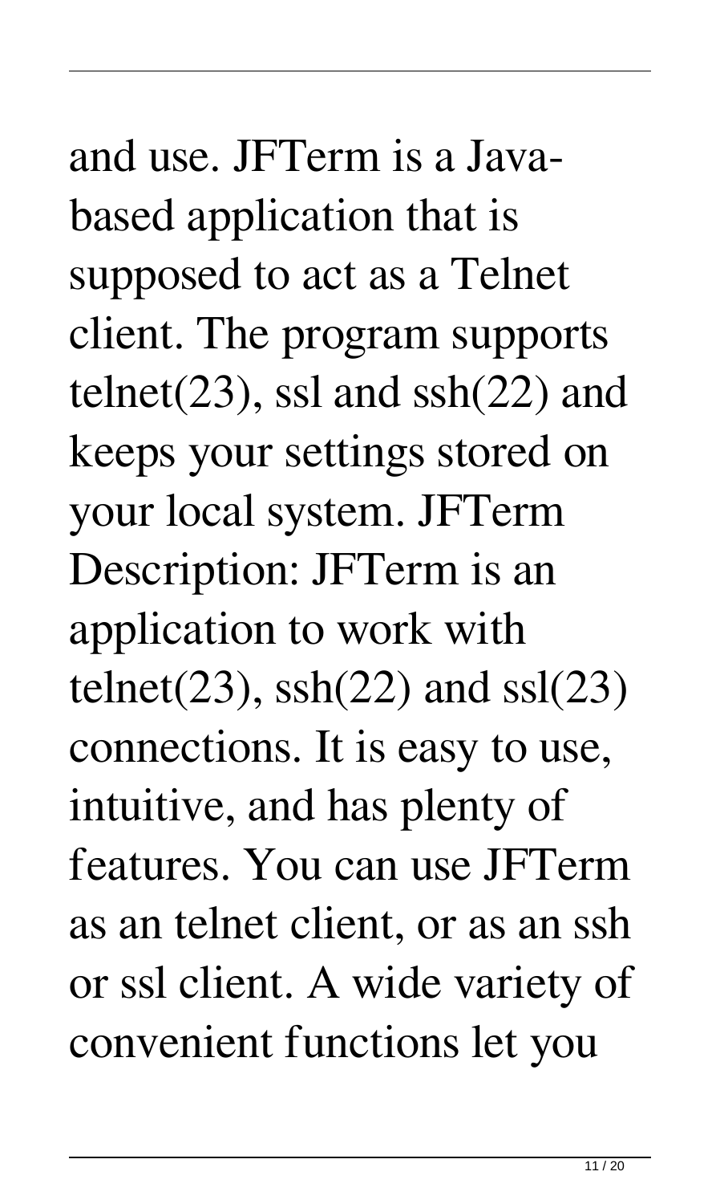and use. JFTerm is a Java-based application that is supposed to act as a Telnet client. The program supports telnet(23), ssl and ssh(22) and keeps your settings stored on your local system. JFTerm Description: JFTerm is an application to work with telnet(23), ssh(22) and ssl(23) connections. It is easy to use, intuitive, and has plenty of features. You can use JFTerm as an telnet client, or as an ssh or ssl client. A wide variety of convenient functions let you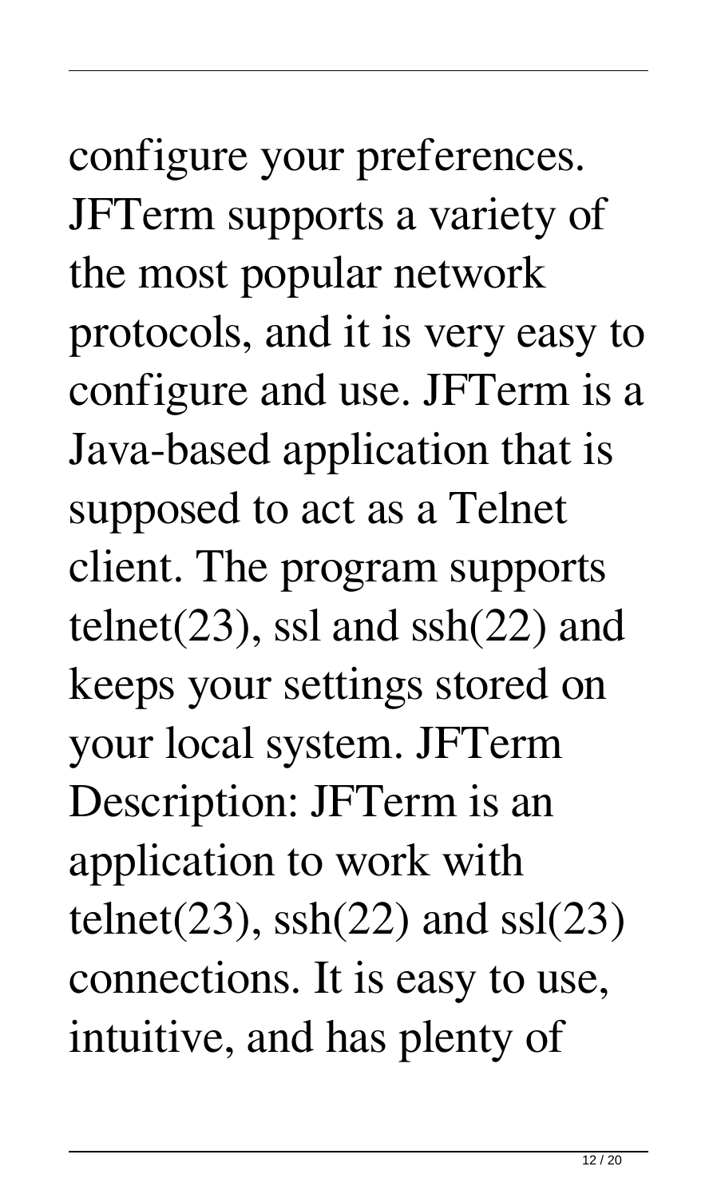configure your preferences. JFTerm supports a variety of the most popular network protocols, and it is very easy to configure and use. JFTerm is a Java-based application that is supposed to act as a Telnet client. The program supports telnet(23), ssl and ssh(22) and keeps your settings stored on your local system. JFTerm Description: JFTerm is an application to work with telnet(23), ssh(22) and ssl(23) connections. It is easy to use, intuitive, and has plenty of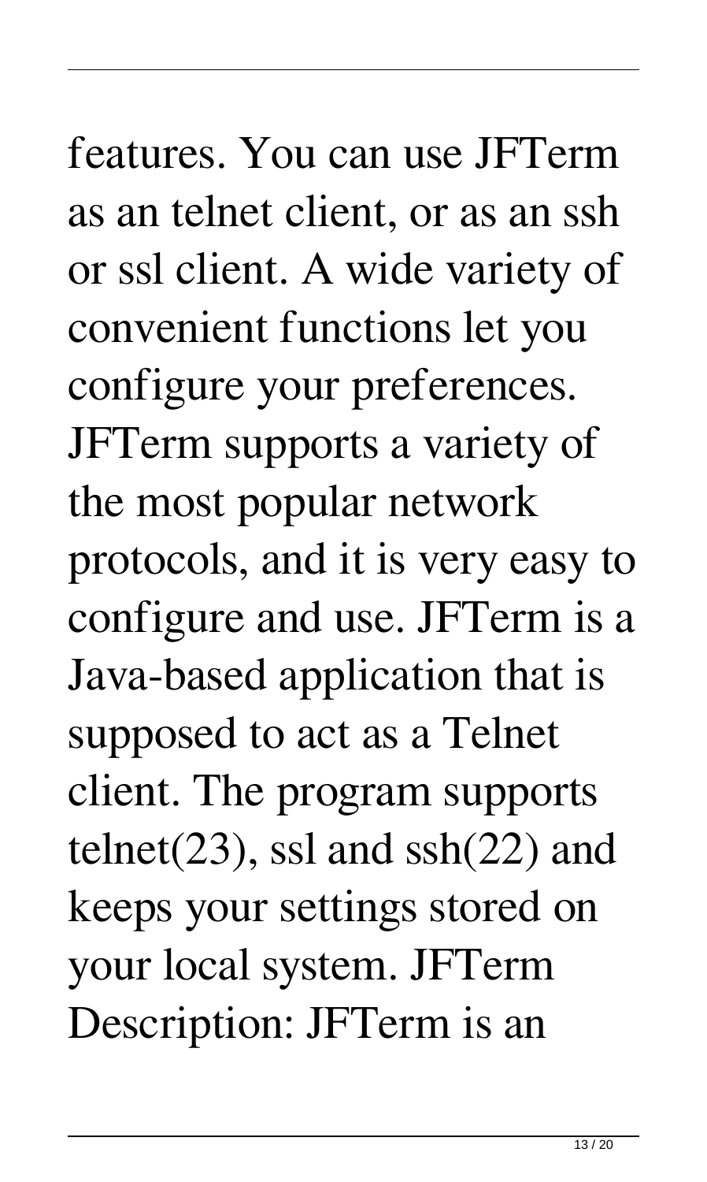features. You can use JFTerm as an telnet client, or as an ssh or ssl client. A wide variety of convenient functions let you configure your preferences. JFTerm supports a variety of the most popular network protocols, and it is very easy to configure and use. JFTerm is a Java-based application that is supposed to act as a Telnet client. The program supports telnet(23), ssl and ssh(22) and keeps your settings stored on your local system. JFTerm Description: JFTerm is an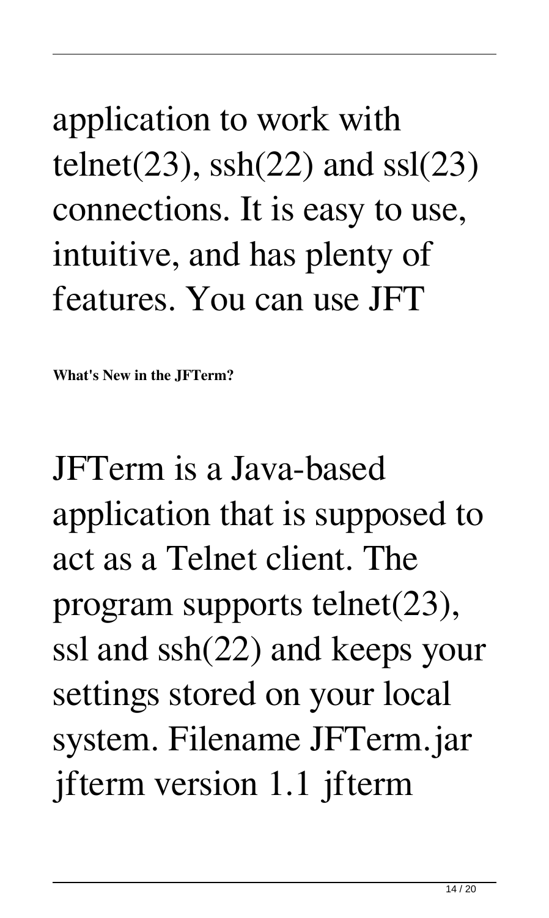application to work with telnet(23), ssh(22) and ssl(23) connections. It is easy to use, intuitive, and has plenty of features. You can use JFT

**What's New in the JFTerm?**

JFTerm is a Java-based application that is supposed to act as a Telnet client. The program supports telnet(23), ssl and ssh(22) and keeps your settings stored on your local system. Filename JFTerm.jar jfterm version 1.1 jfterm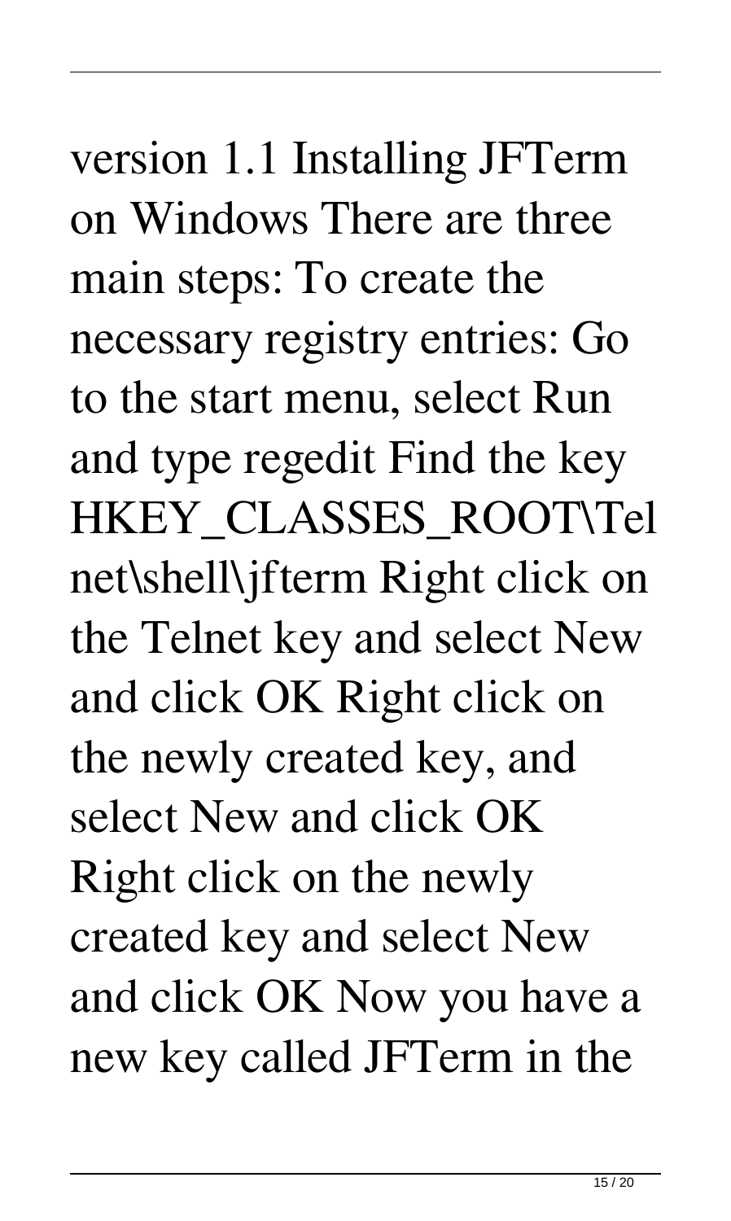version 1.1 Installing JFTerm on Windows There are three main steps: To create the necessary registry entries: Go to the start menu, select Run and type regedit Find the key HKEY_CLASSES_ROOT\Telnet\shell\jfterm Right click on the Telnet key and select New and click OK Right click on the newly created key, and select New and click OK Right click on the newly created key and select New and click OK Now you have a new key called JFTerm in the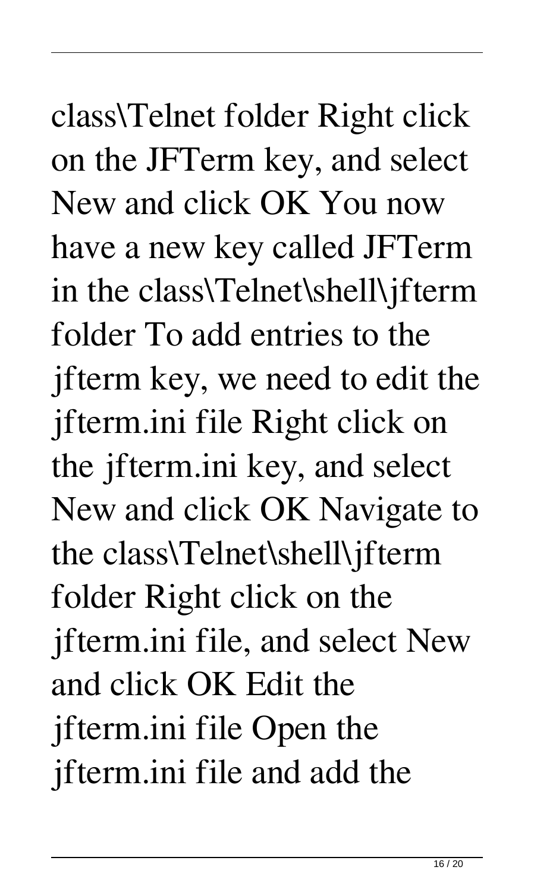class\Telnet folder Right click on the JFTerm key, and select New and click OK You now have a new key called JFTerm in the class\Telnet\shell\jfterm folder To add entries to the jfterm key, we need to edit the jfterm.ini file Right click on the jfterm.ini key, and select New and click OK Navigate to the class\Telnet\shell\jfterm folder Right click on the jfterm.ini file, and select New and click OK Edit the jfterm.ini file Open the jfterm.ini file and add the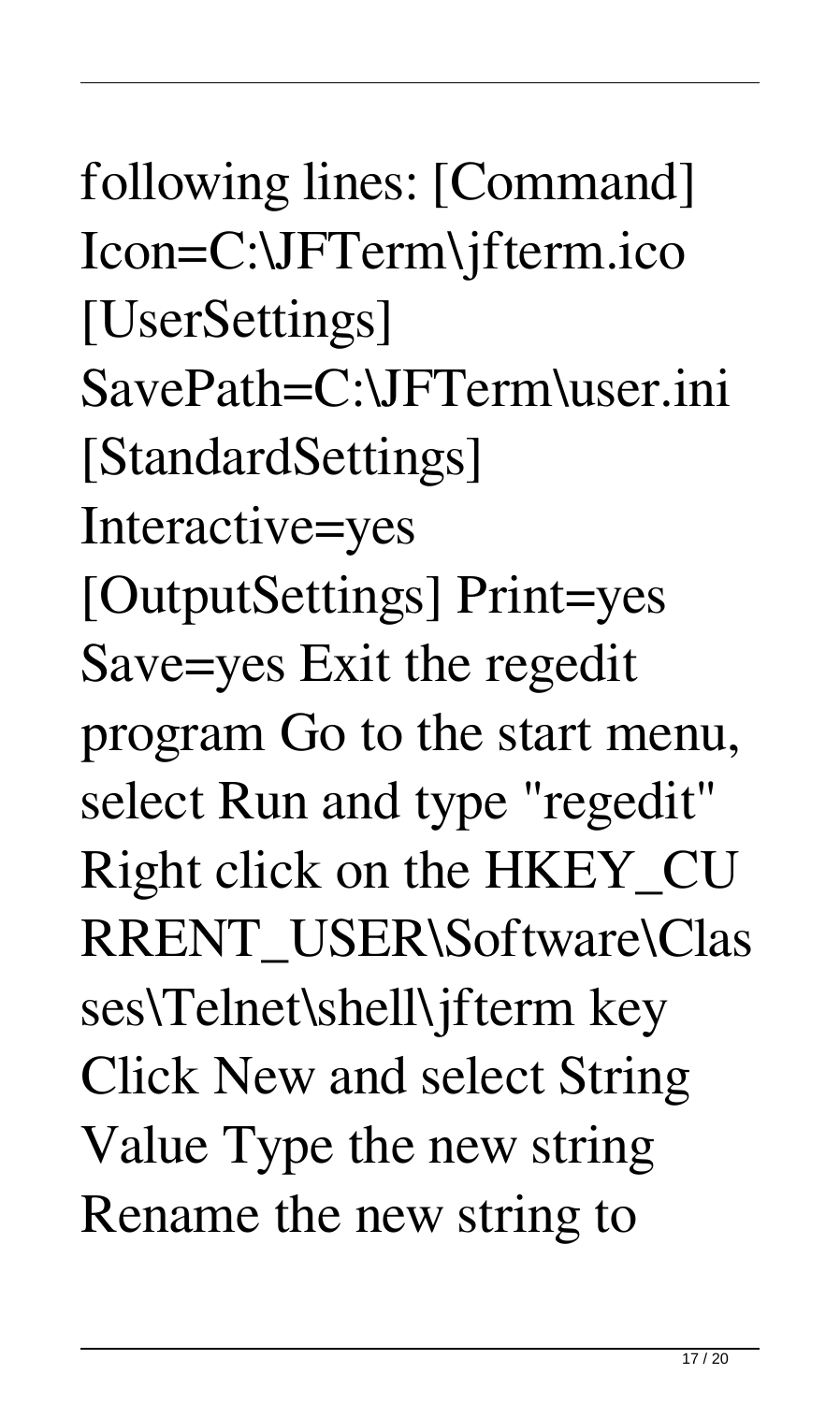following lines: [Command] Icon=C:\JFTerm\jfterm.ico [UserSettings] SavePath=C:\JFTerm\user.ini [StandardSettings] Interactive=yes [OutputSettings] Print=yes Save=yes Exit the regedit program Go to the start menu, select Run and type "regedit" Right click on the HKEY_CURRENT_USER\Software\Classes\Telnet\shell\jfterm key Click New and select String Value Type the new string Rename the new string to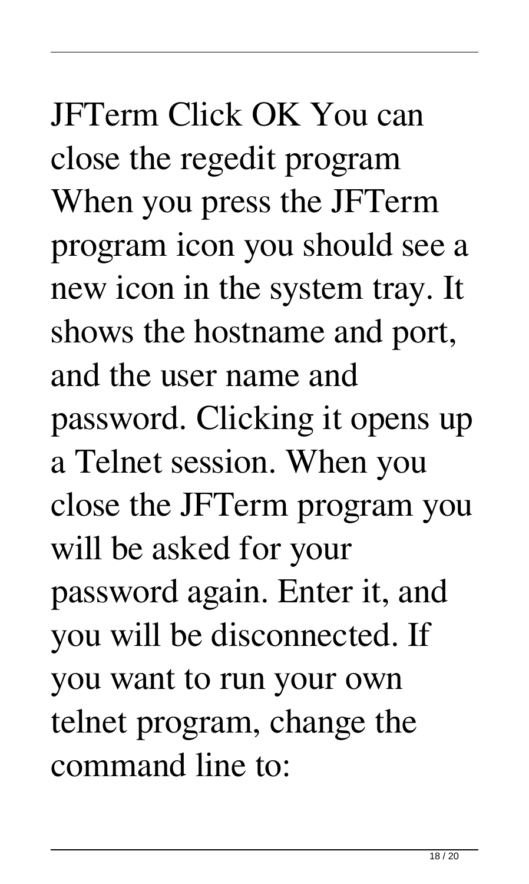JFTerm Click OK You can close the regedit program When you press the JFTerm program icon you should see a new icon in the system tray. It shows the hostname and port, and the user name and password. Clicking it opens up a Telnet session. When you close the JFTerm program you will be asked for your password again. Enter it, and you will be disconnected. If you want to run your own telnet program, change the command line to: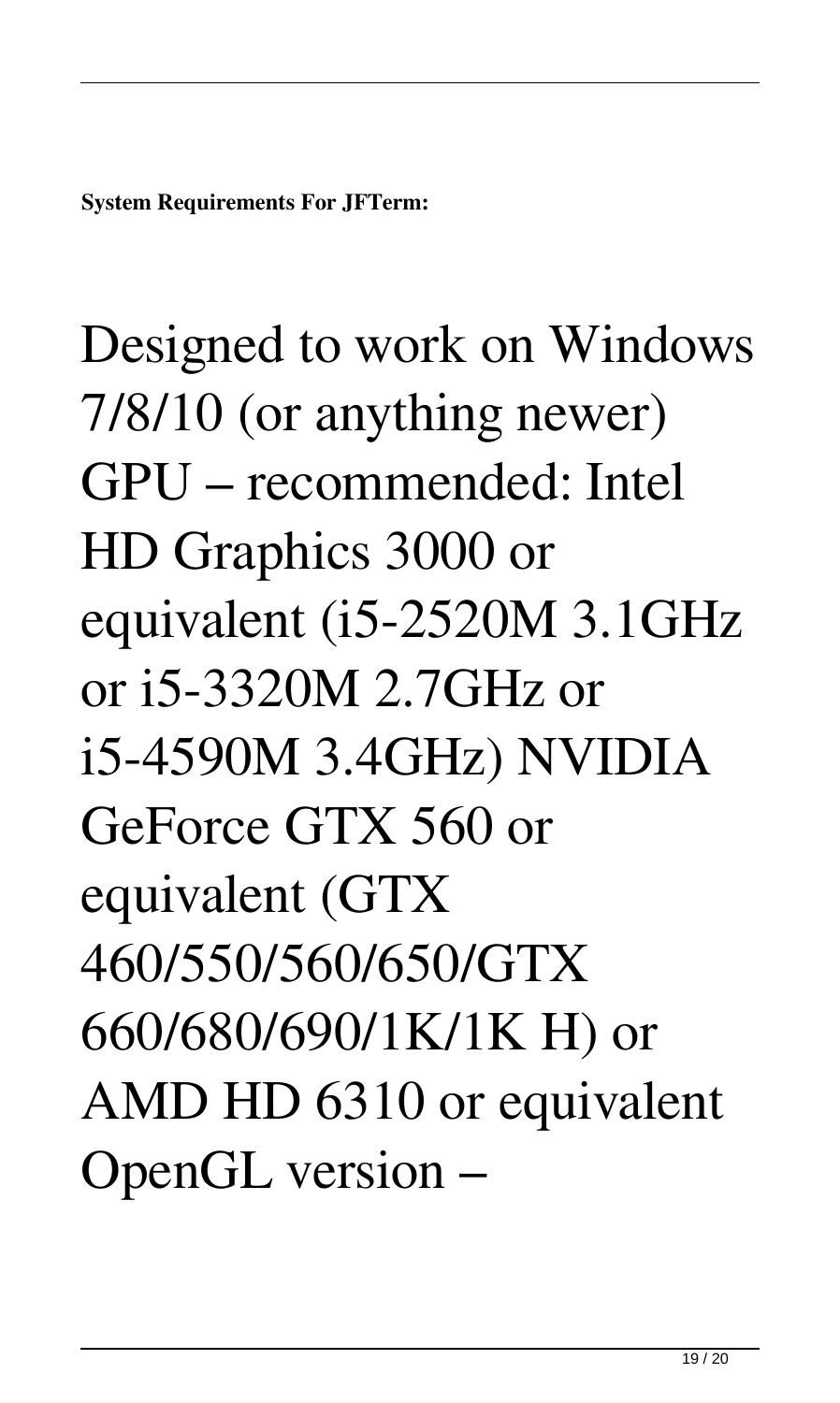**System Requirements For JFTerm:**

Designed to work on Windows 7/8/10 (or anything newer) GPU – recommended: Intel HD Graphics 3000 or equivalent (i5-2520M 3.1GHz or i5-3320M 2.7GHz or i5-4590M 3.4GHz) NVIDIA GeForce GTX 560 or equivalent (GTX 460/550/560/650/GTX 660/680/690/1K/1K H) or AMD HD 6310 or equivalent OpenGL version –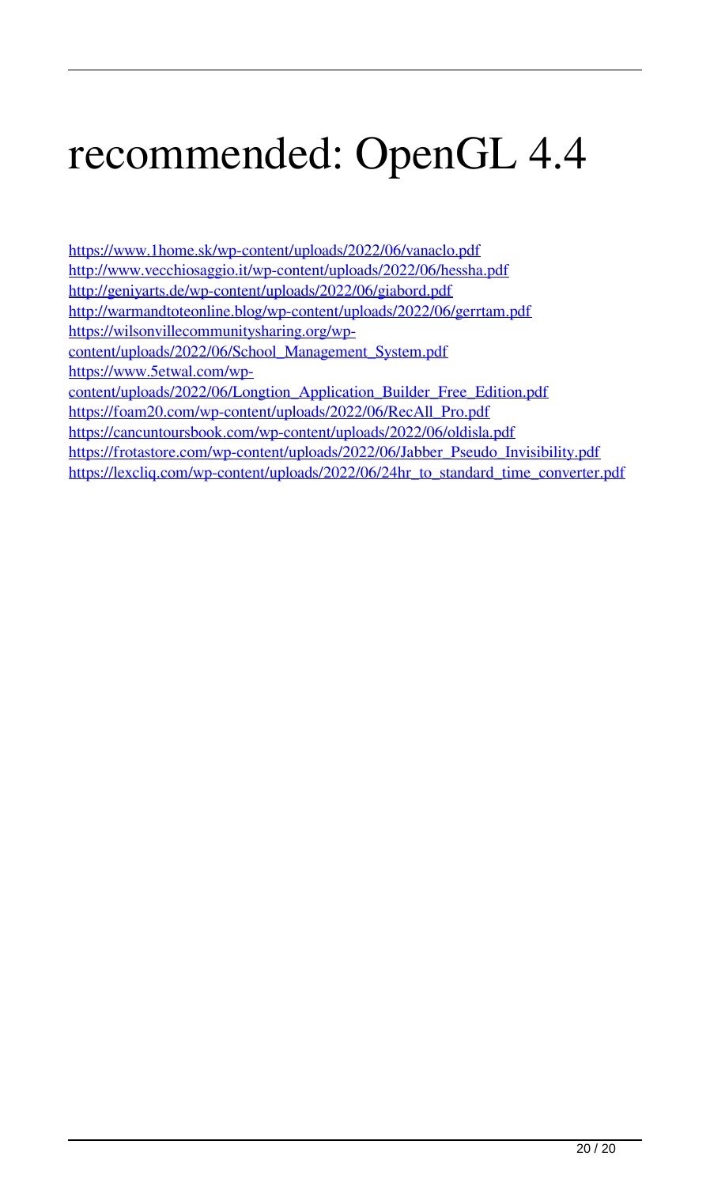# recommended: OpenGL 4.4

https://www.1home.sk/wp-content/uploads/2022/06/vanaclo.pdf
http://www.vecchiosaggio.it/wp-content/uploads/2022/06/hessha.pdf
http://geniyarts.de/wp-content/uploads/2022/06/giabord.pdf
http://warmandtoteonline.blog/wp-content/uploads/2022/06/gerrtam.pdf
https://wilsonvillecommunitysharing.org/wp-content/uploads/2022/06/School_Management_System.pdf
https://www.5etwal.com/wp-content/uploads/2022/06/Longtion_Application_Builder_Free_Edition.pdf
https://foam20.com/wp-content/uploads/2022/06/RecAll_Pro.pdf
https://cancuntoursbook.com/wp-content/uploads/2022/06/oldisla.pdf
https://frotastore.com/wp-content/uploads/2022/06/Jabber_Pseudo_Invisibility.pdf
https://lexcliq.com/wp-content/uploads/2022/06/24hr_to_standard_time_converter.pdf